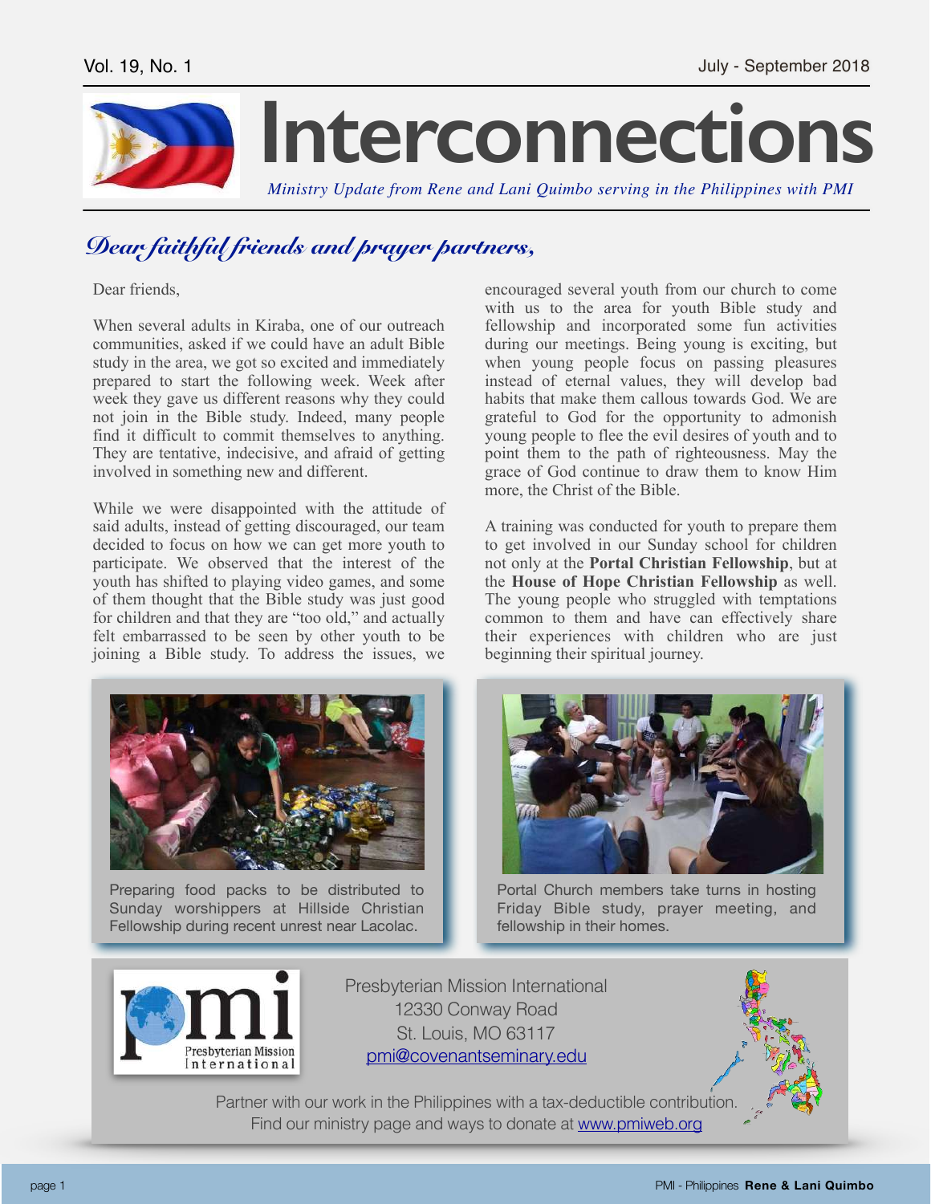# Interconnections

*Ministry Update from Rene and Lani Quimbo serving in the Philippines with PMI*

Vol. 19, No. 1 — July - September 2018

## *Dear faithful friends and prayer partners,*

Dear friends,

When several adults in Kiraba, one of our outreach communities, asked if we could have an adult Bible study in the area, we got so excited and immediately prepared to start the following week. Week after week they gave us different reasons why they could not join in the Bible study. Indeed, many people find it difficult to commit themselves to anything. They are tentative, indecisive, and afraid of getting involved in something new and different.

While we were disappointed with the attitude of said adults, instead of getting discouraged, our team decided to focus on how we can get more youth to participate. We observed that the interest of the youth has shifted to playing video games, and some of them thought that the Bible study was just good for children and that they are "too old," and actually felt embarrassed to be seen by other youth to be joining a Bible study. To address the issues, we encouraged several youth from our church to come with us to the area for youth Bible study and fellowship and incorporated some fun activities during our meetings. Being young is exciting, but when young people focus on passing pleasures instead of eternal values, they will develop bad habits that make them callous towards God. We are grateful to God for the opportunity to admonish young people to flee the evil desires of youth and to point them to the path of righteousness. May the grace of God continue to draw them to know Him more, the Christ of the Bible.

A training was conducted for youth to prepare them to get involved in our Sunday school for children not only at the **Portal Christian Fellowship**, but at the **House of Hope Christian Fellowship** as well. The young people who struggled with temptations common to them and have can effectively share their experiences with children who are just beginning their spiritual journey.

Preparing food packs to be distributed to Sunday worshippers at Hillside Christian Fellowship during recent unrest near Lacolac.

Portal Church members take turns in hosting Friday Bible study, prayer meeting, and fellowship in their homes.

Presbyterian Mission International
12330 Conway Road
St. Louis, MO 63117
pmi@covenantseminary.edu

Partner with our work in the Philippines with a tax-deductible contribution.
Find our ministry page and ways to donate at www.pmiweb.org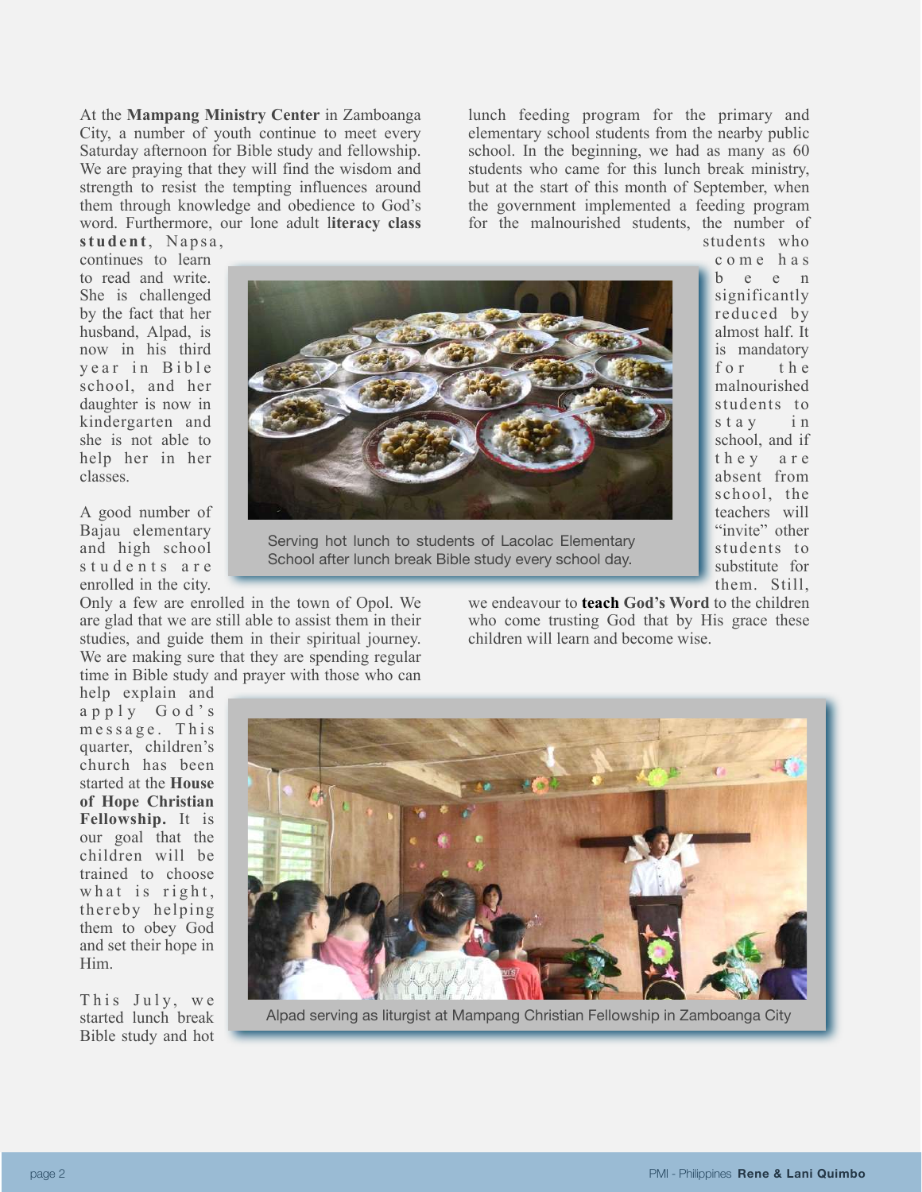At the **Mampang Ministry Center** in Zamboanga City, a number of youth continue to meet every Saturday afternoon for Bible study and fellowship. We are praying that they will find the wisdom and strength to resist the tempting influences around them through knowledge and obedience to God's word. Furthermore, our lone adult l**iteracy class student**, Napsa, continues to learn to read and write. She is challenged by the fact that her husband, Alpad, is now in his third year in Bible school, and her daughter is now in kindergarten and she is not able to help her in her classes.

A good number of Bajau elementary and high school students are enrolled in the city. Only a few are enrolled in the town of Opol. We are glad that we are still able to assist them in their studies, and guide them in their spiritual journey. We are making sure that they are spending regular time in Bible study and prayer with those who can help explain and apply God's message. This quarter, children's church has been started at the **House of Hope Christian Fellowship.** It is our goal that the children will be trained to choose what is right, thereby helping them to obey God and set their hope in Him.

This July, we started lunch break Bible study and hot lunch feeding program for the primary and elementary school students from the nearby public school. In the beginning, we had as many as 60 students who came for this lunch break ministry, but at the start of this month of September, when the government implemented a feeding program for the malnourished students, the number of students who come has been significantly reduced by almost half. It is mandatory for the malnourished students to stay in school, and if they are absent from school, the teachers will "invite" other students to substitute for them. Still, we endeavour to **teach God's Word** to the children who come trusting God that by His grace these children will learn and become wise.

Serving hot lunch to students of Lacolac Elementary School after lunch break Bible study every school day.

Alpad serving as liturgist at Mampang Christian Fellowship in Zamboanga City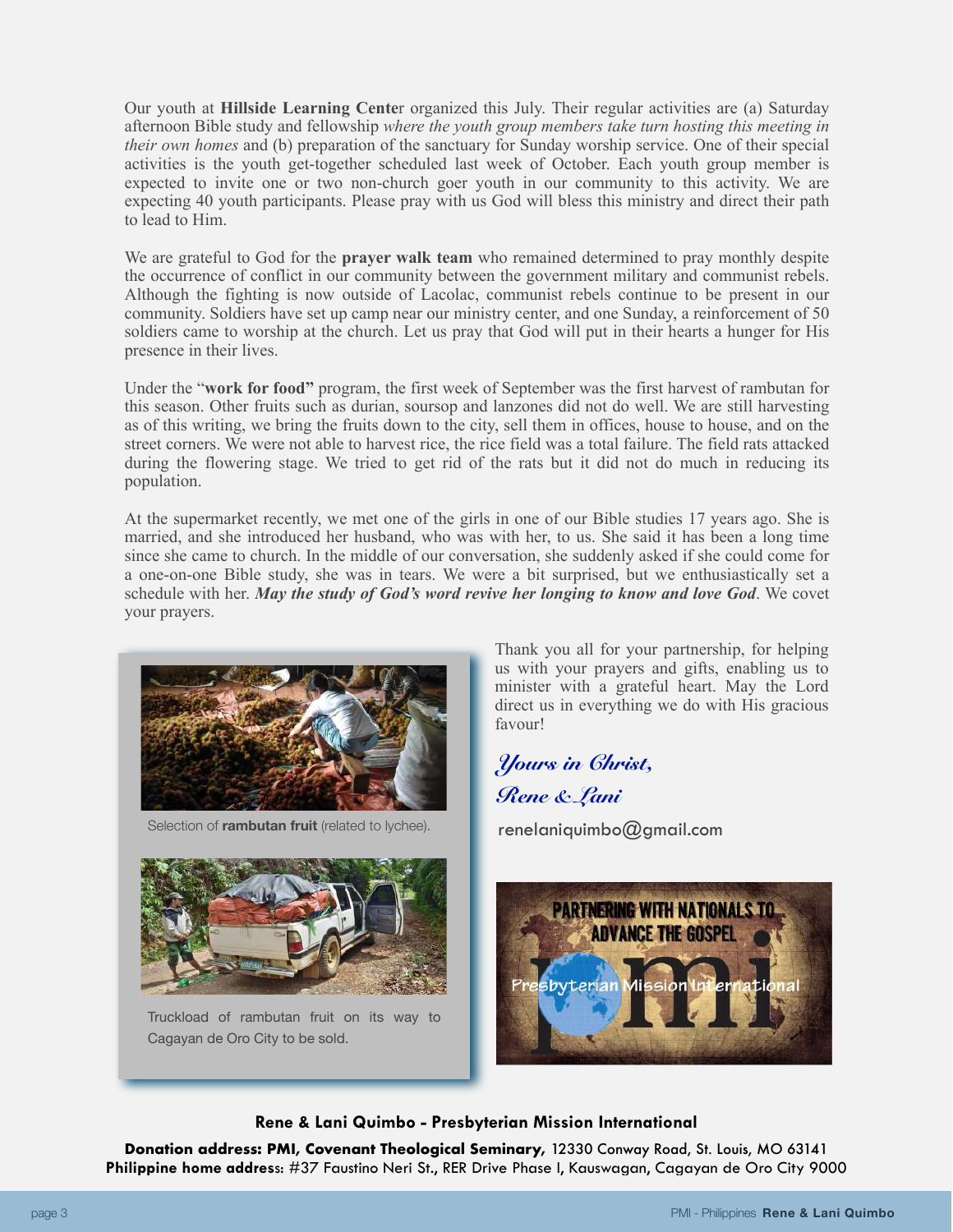Our youth at **Hillside Learning Cente**r organized this July. Their regular activities are (a) Saturday afternoon Bible study and fellowship *where the youth group members take turn hosting this meeting in their own homes* and (b) preparation of the sanctuary for Sunday worship service. One of their special activities is the youth get-together scheduled last week of October. Each youth group member is expected to invite one or two non-church goer youth in our community to this activity. We are expecting 40 youth participants. Please pray with us God will bless this ministry and direct their path to lead to Him.

We are grateful to God for the **prayer walk team** who remained determined to pray monthly despite the occurrence of conflict in our community between the government military and communist rebels. Although the fighting is now outside of Lacolac, communist rebels continue to be present in our community. Soldiers have set up camp near our ministry center, and one Sunday, a reinforcement of 50 soldiers came to worship at the church. Let us pray that God will put in their hearts a hunger for His presence in their lives.

Under the "**work for food"** program, the first week of September was the first harvest of rambutan for this season. Other fruits such as durian, soursop and lanzones did not do well. We are still harvesting as of this writing, we bring the fruits down to the city, sell them in offices, house to house, and on the street corners. We were not able to harvest rice, the rice field was a total failure. The field rats attacked during the flowering stage. We tried to get rid of the rats but it did not do much in reducing its population.

At the supermarket recently, we met one of the girls in one of our Bible studies 17 years ago. She is married, and she introduced her husband, who was with her, to us. She said it has been a long time since she came to church. In the middle of our conversation, she suddenly asked if she could come for a one-on-one Bible study, she was in tears. We were a bit surprised, but we enthusiastically set a schedule with her. ***May the study of God's word revive her longing to know and love God***. We covet your prayers.

Selection of **rambutan fruit** (related to lychee).

Truckload of rambutan fruit on its way to Cagayan de Oro City to be sold.

Thank you all for your partnership, for helping us with your prayers and gifts, enabling us to minister with a grateful heart. May the Lord direct us in everything we do with His gracious favour!

*Yours in Christ,*

*Rene & Lani*

renelaniquimbo@gmail.com

PARTNERING WITH NATIONALS TO ADVANCE THE GOSPEL

pmi Presbyterian Mission International

**Rene & Lani Quimbo - Presbyterian Mission International**

**Donation address: PMI, Covenant Theological Seminary,** 12330 Conway Road, St. Louis, MO 63141
**Philippine home address**: #37 Faustino Neri St., RER Drive Phase I, Kauswagan, Cagayan de Oro City 9000